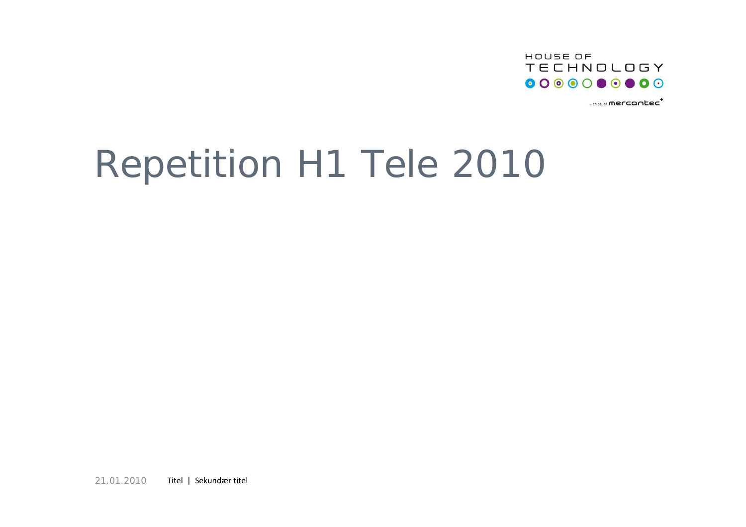# Repetition H1 Tele 2010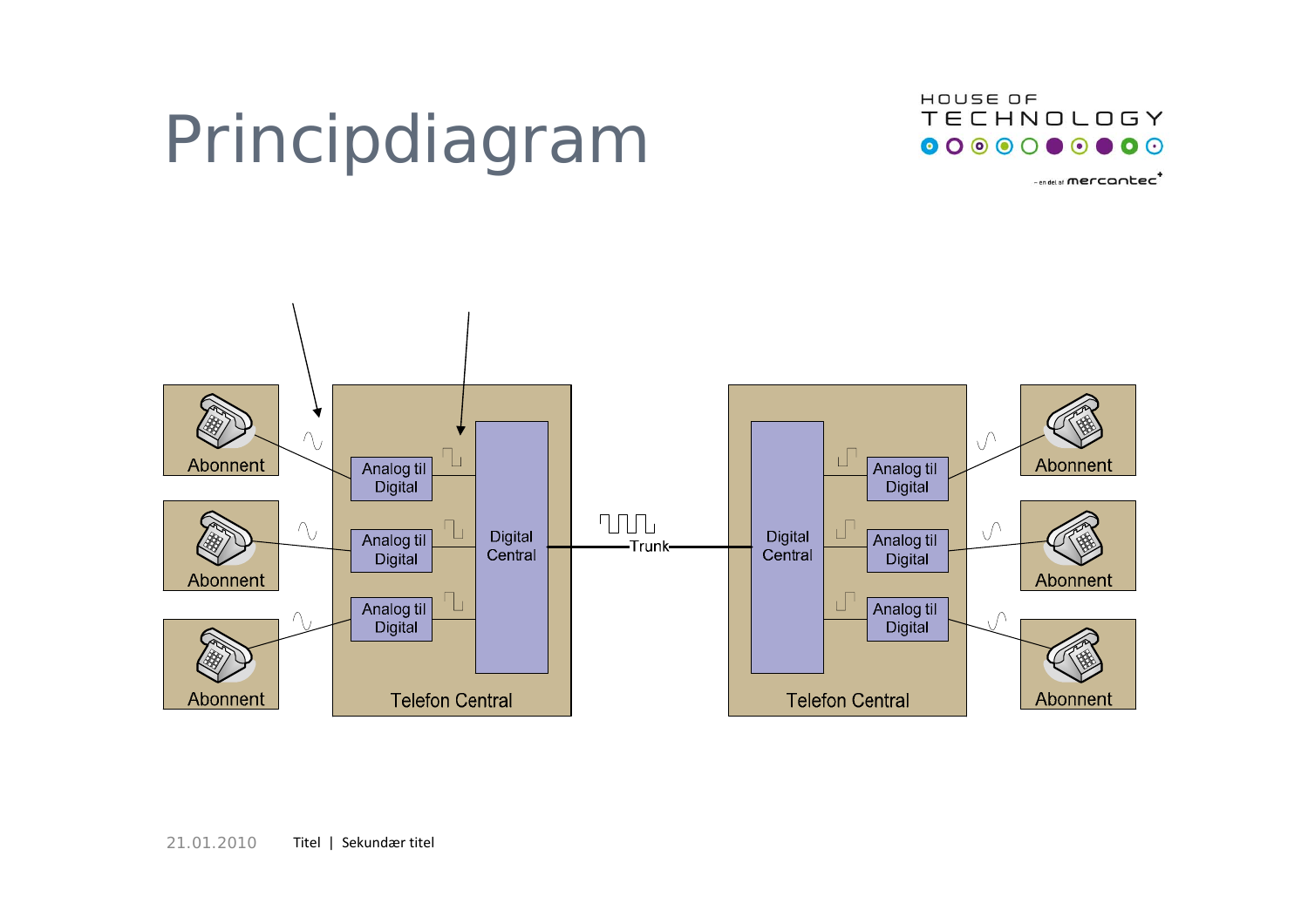# Principdiagram

Abonnent

Abonnent

Abonnent

Analog til Digital

Analog til Digital

Analog til Digital

Digital Central

Telefon Central

Trunk

Digital Central

Analog til Digital

Analog til Digital

Analog til Digital

Telefon Central

Abonnent

Abonnent

Abonnent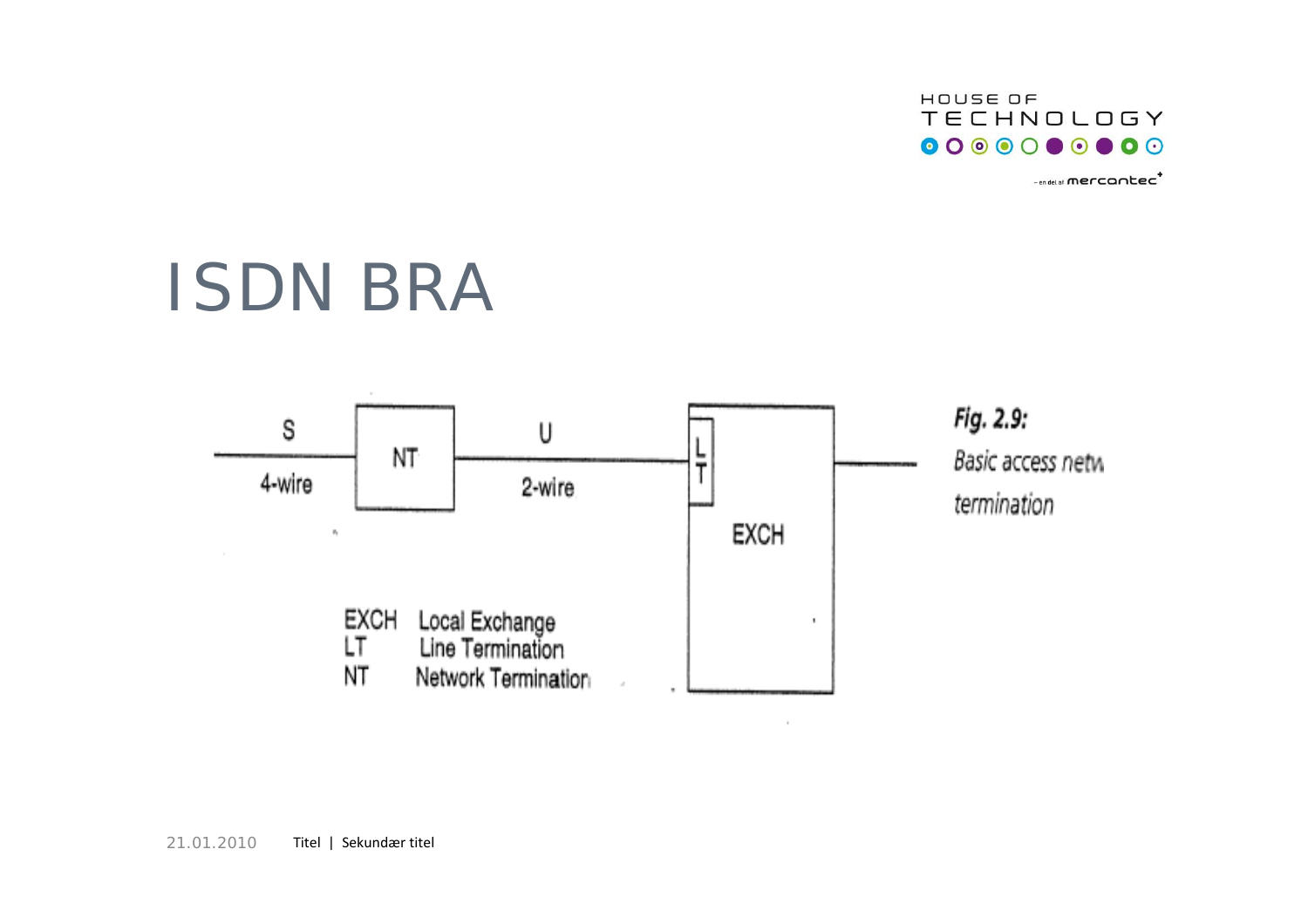# ISDN BRA

S — 4-wire — NT — U — 2-wire — LT — EXCH

EXCH Local Exchange
LT Line Termination
NT Network Termination

***Fig. 2.9:***
*Basic access netw*
*termination*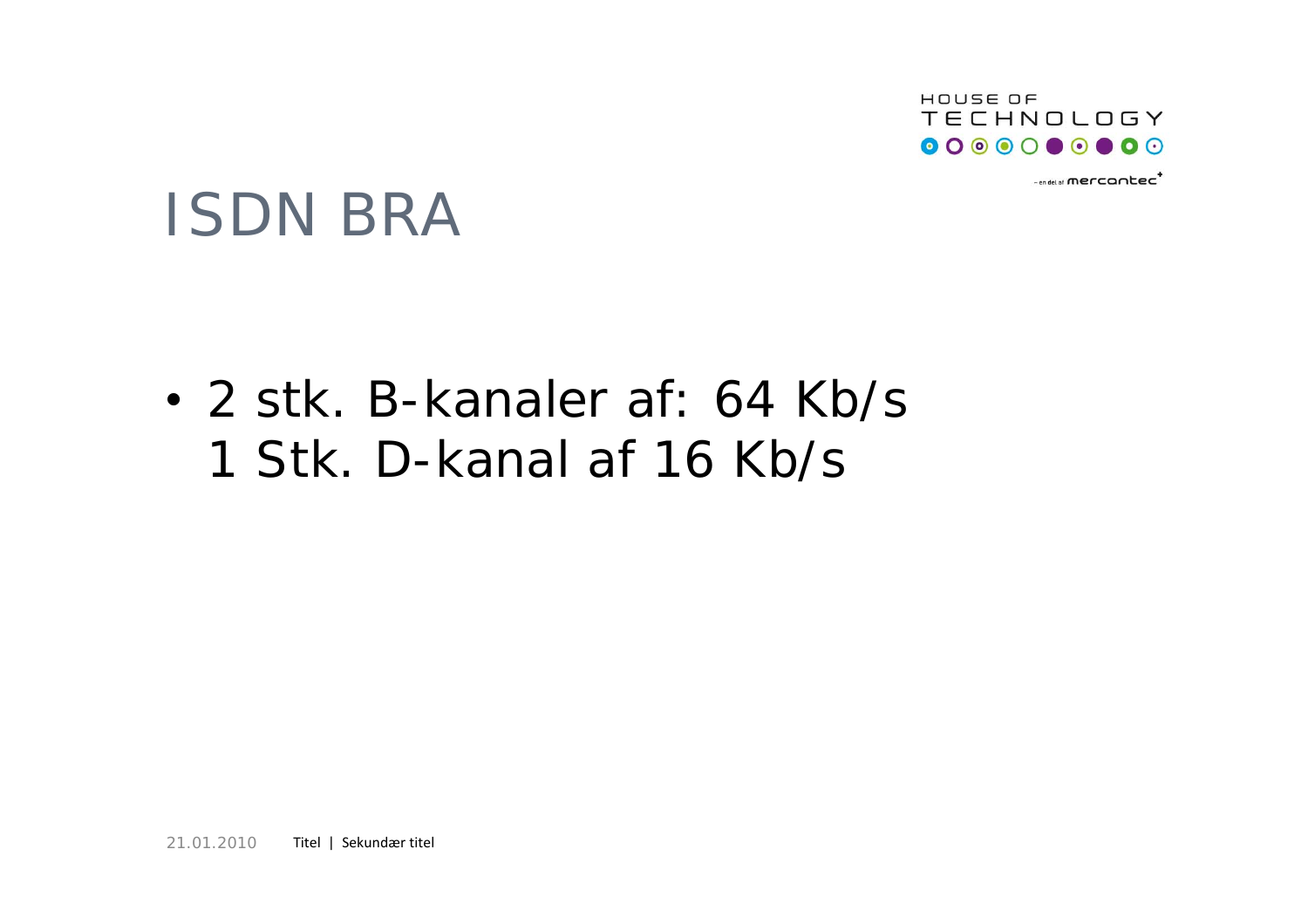# ISDN BRA

- 2 stk. B-kanaler af: 64 Kb/s
  1 Stk. D-kanal af 16 Kb/s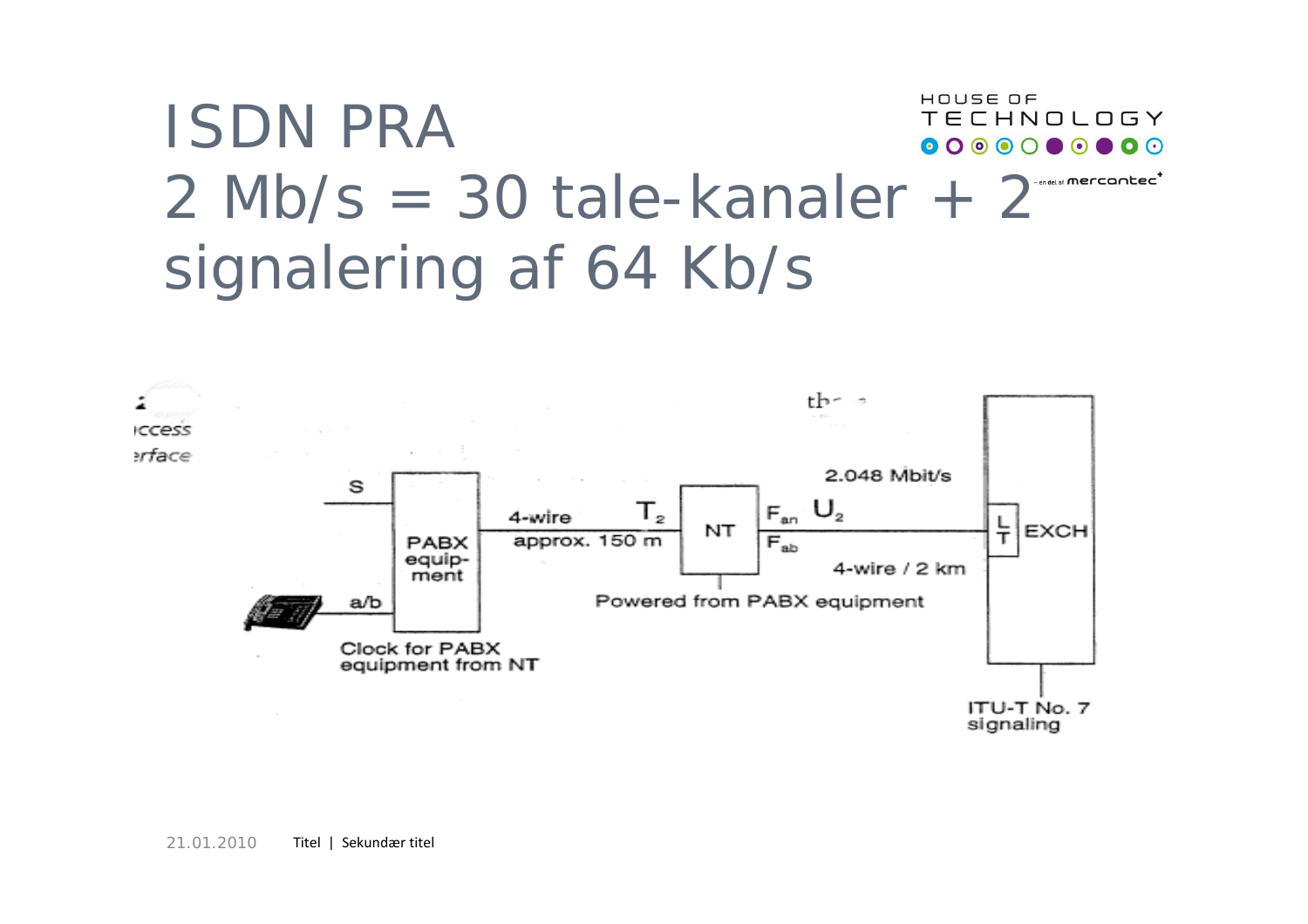# ISDN PRA
# 2 Mb/s = 30 tale-kanaler + 2 signalering af 64 Kb/s

S

a/b

PABX equip-ment

Clock for PABX equipment from NT

4-wire

approx. 150 m

$T_2$

NT

$F_{an}$

$F_{ab}$

$U_2$

2.048 Mbit/s

4-wire / 2 km

Powered from PABX equipment

LT

EXCH

ITU-T No. 7 signaling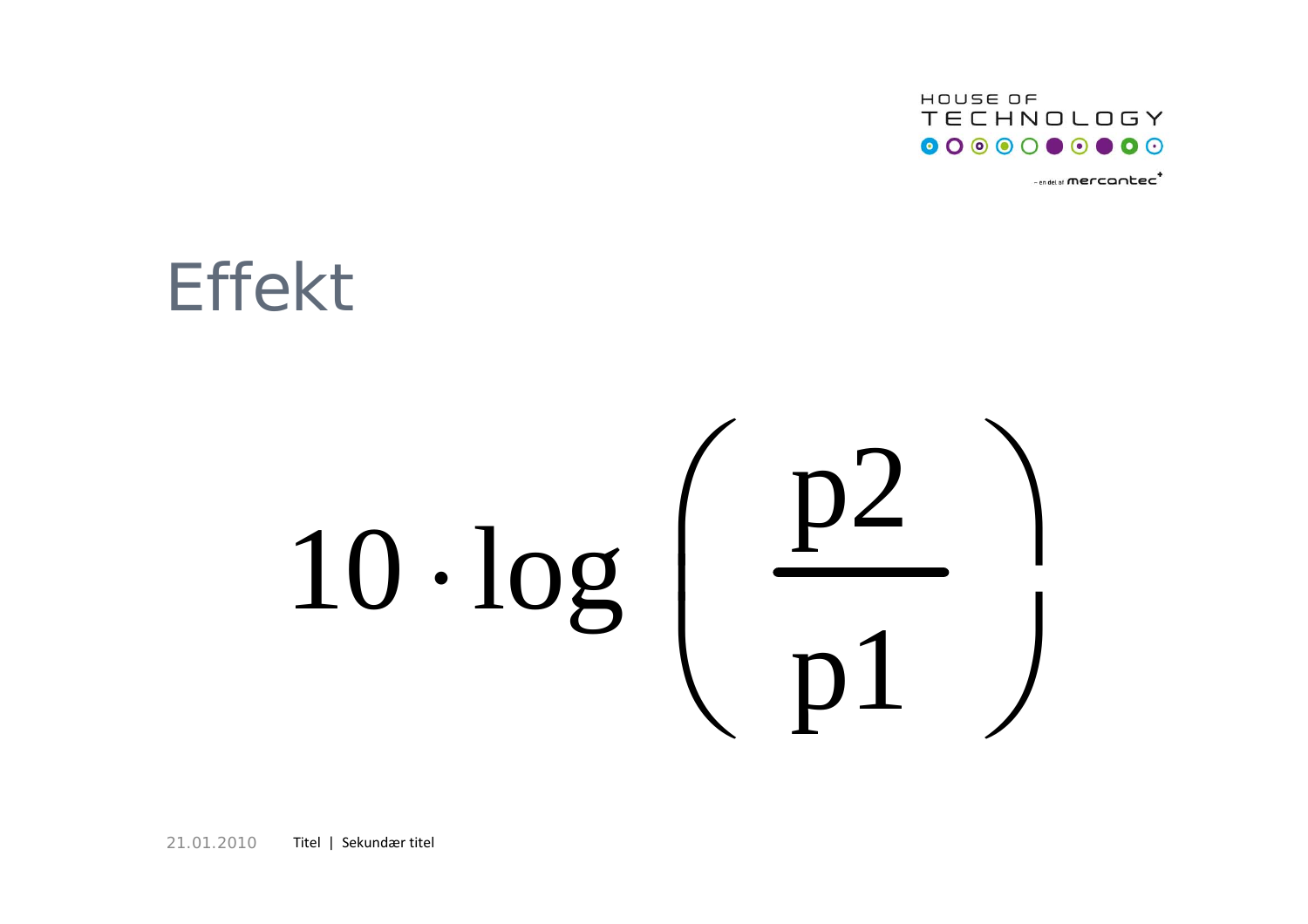# Effekt

$$10 \cdot \log\left(\frac{p2}{p1}\right)$$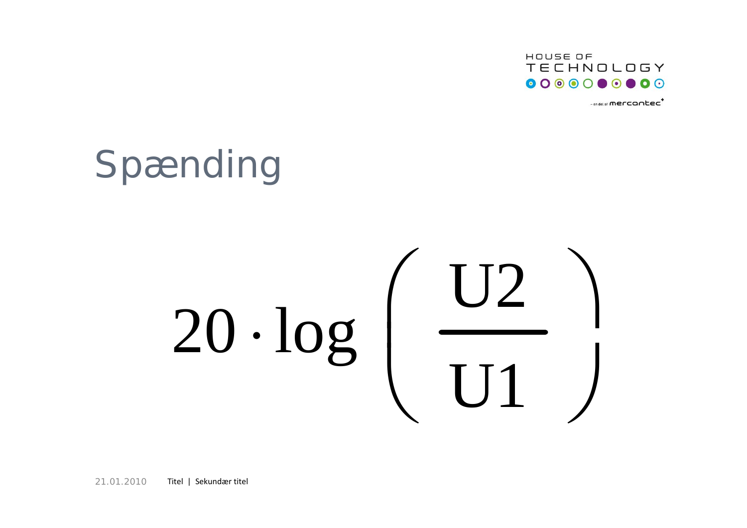# Spænding

$$20 \cdot \log\left(\frac{U2}{U1}\right)$$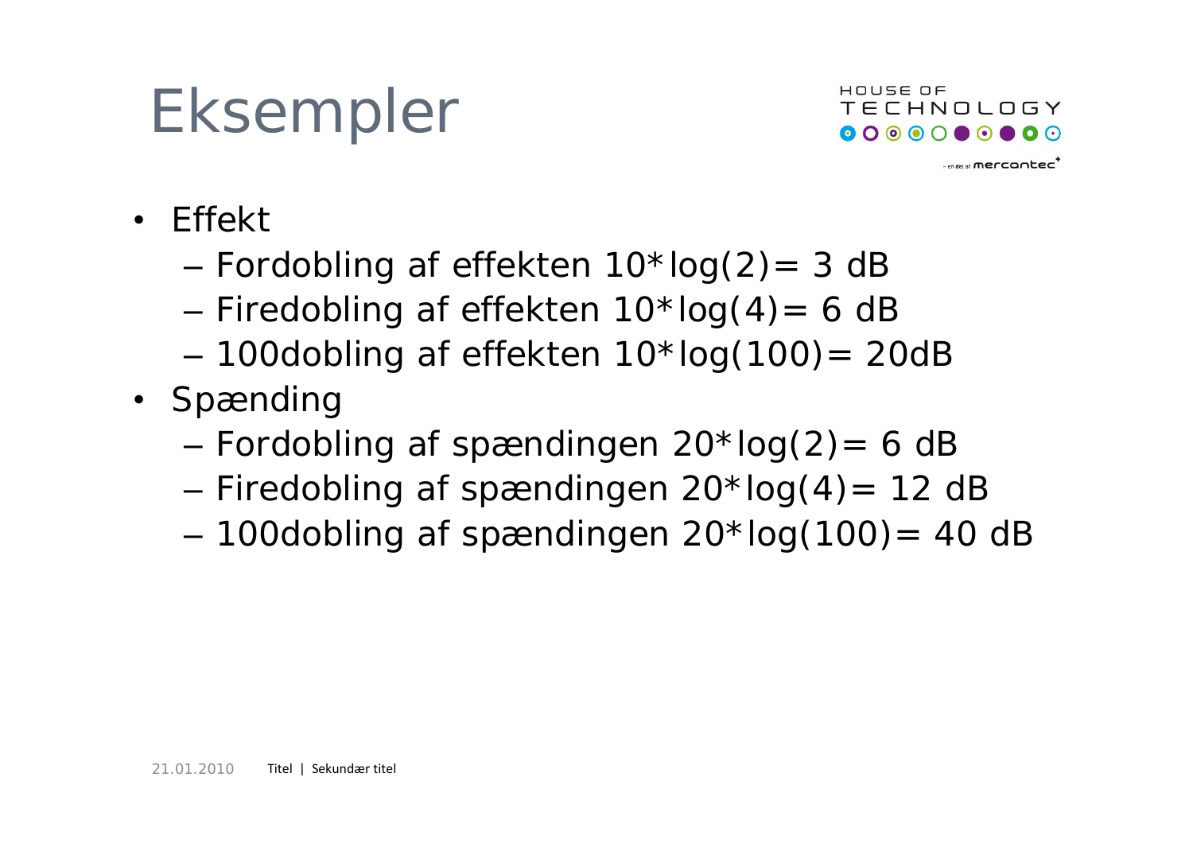# Eksempler

- Effekt
  - Fordobling af effekten $10*\log(2) = 3$ dB
  - Firedobling af effekten $10*\log(4) = 6$ dB
  - 100dobling af effekten $10*\log(100) = 20$dB
- Spænding
  - Fordobling af spændingen $20*\log(2) = 6$ dB
  - Firedobling af spændingen $20*\log(4) = 12$ dB
  - 100dobling af spændingen $20*\log(100) = 40$ dB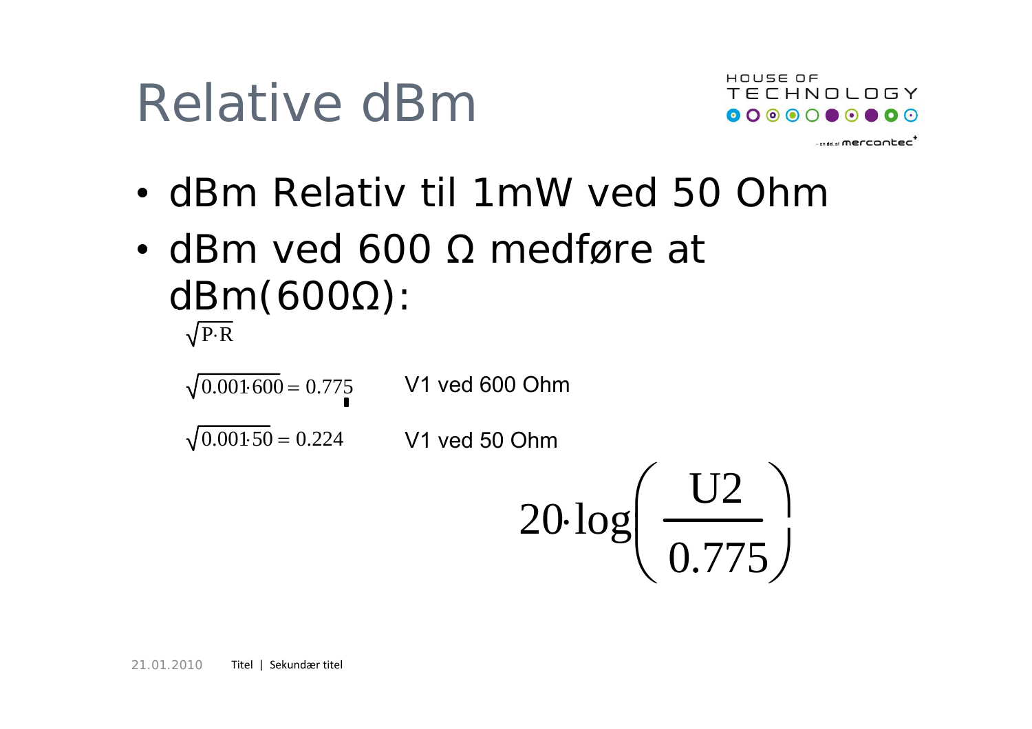# Relative dBm

- dBm Relativ til 1mW ved 50 Ohm
- dBm ved 600 Ω medføre at dBm(600Ω):

$$\sqrt{P \cdot R}$$

$\sqrt{0.001 \cdot 600} = 0.775$ V1 ved 600 Ohm

$\sqrt{0.001 \cdot 50} = 0.224$ V1 ved 50 Ohm

$$20 \cdot \log\left(\frac{U2}{0.775}\right)$$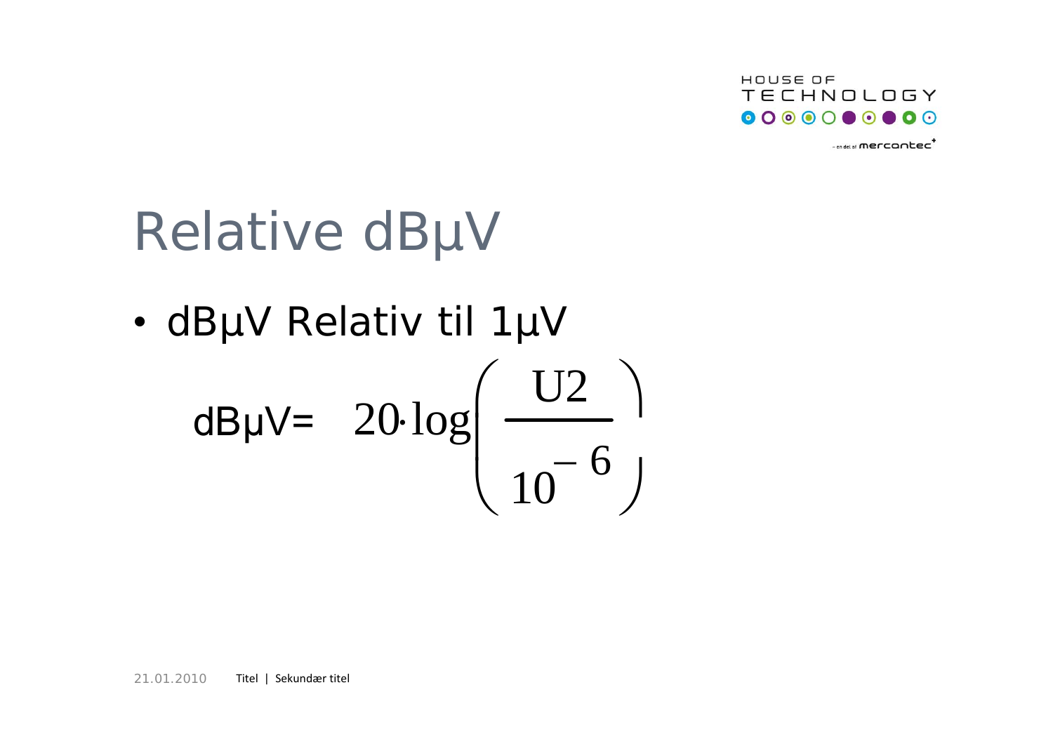# Relative dBµV

- dBµV Relativ til 1µV

$$\text{dBµV} = 20 \cdot \log\left(\frac{U2}{10^{-6}}\right)$$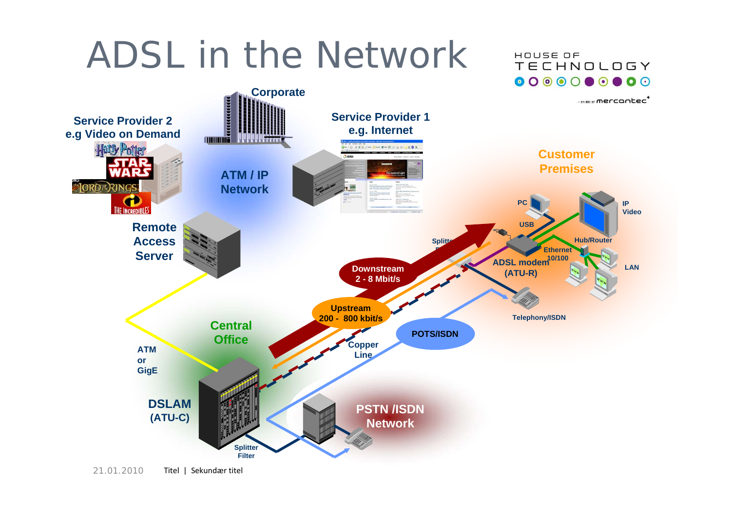# ADSL in the Network

Service Provider 2
e.g Video on Demand

Corporate

Service Provider 1
e.g. Internet

ATM / IP
Network

Customer
Premises

PC

IP
Video

USB

Hub/Router

Remote
Access
Server

Splitter

Ethernet
10/100

ADSL modem
(ATU-R)

LAN

Downstream
2 - 8 Mbit/s

Upstream
200 - 800 kbit/s

Telephony/ISDN

POTS/ISDN

Central
Office

Copper
Line

ATM
or
GigE

DSLAM
(ATU-C)

PSTN /ISDN
Network

Splitter
Filter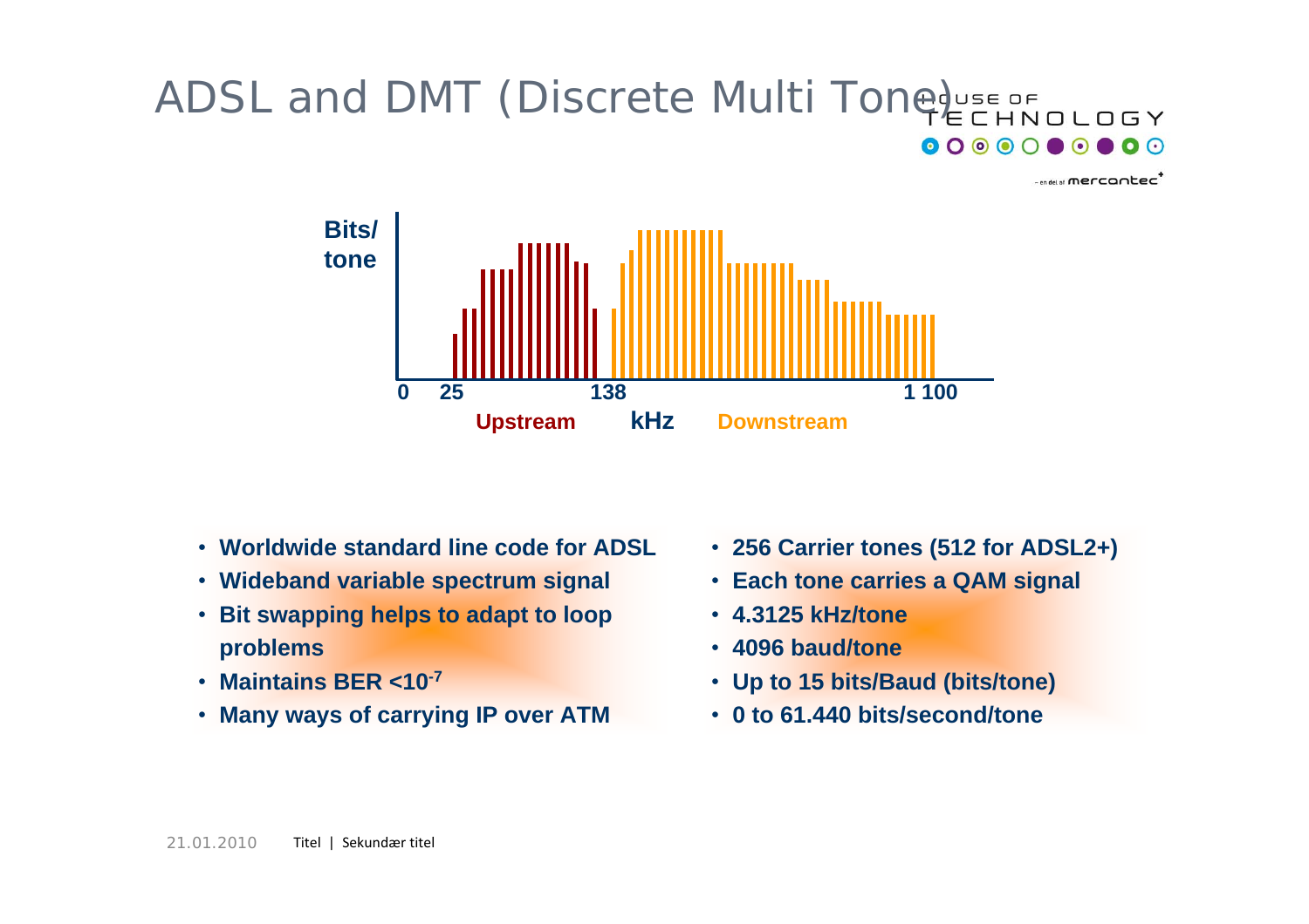# ADSL and DMT (Discrete Multi Tone)

Bits/tone

0 25 138 1 100

Upstream kHz Downstream

- Worldwide standard line code for ADSL
- Wideband variable spectrum signal
- Bit swapping helps to adapt to loop problems
- Maintains BER $<10^{-7}$
- Many ways of carrying IP over ATM

- 256 Carrier tones (512 for ADSL2+)
- Each tone carries a QAM signal
- 4.3125 kHz/tone
- 4096 baud/tone
- Up to 15 bits/Baud (bits/tone)
- 0 to 61.440 bits/second/tone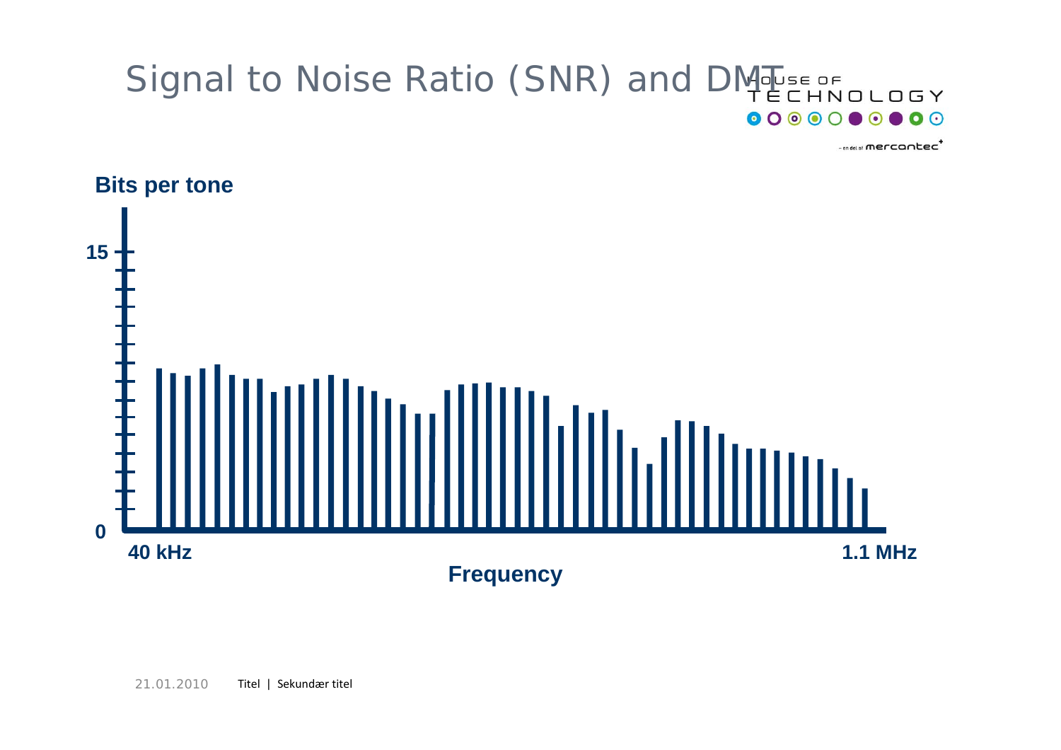# Signal to Noise Ratio (SNR) and DMT

**Bits per tone**

15

0

**40 kHz** **1.1 MHz**

**Frequency**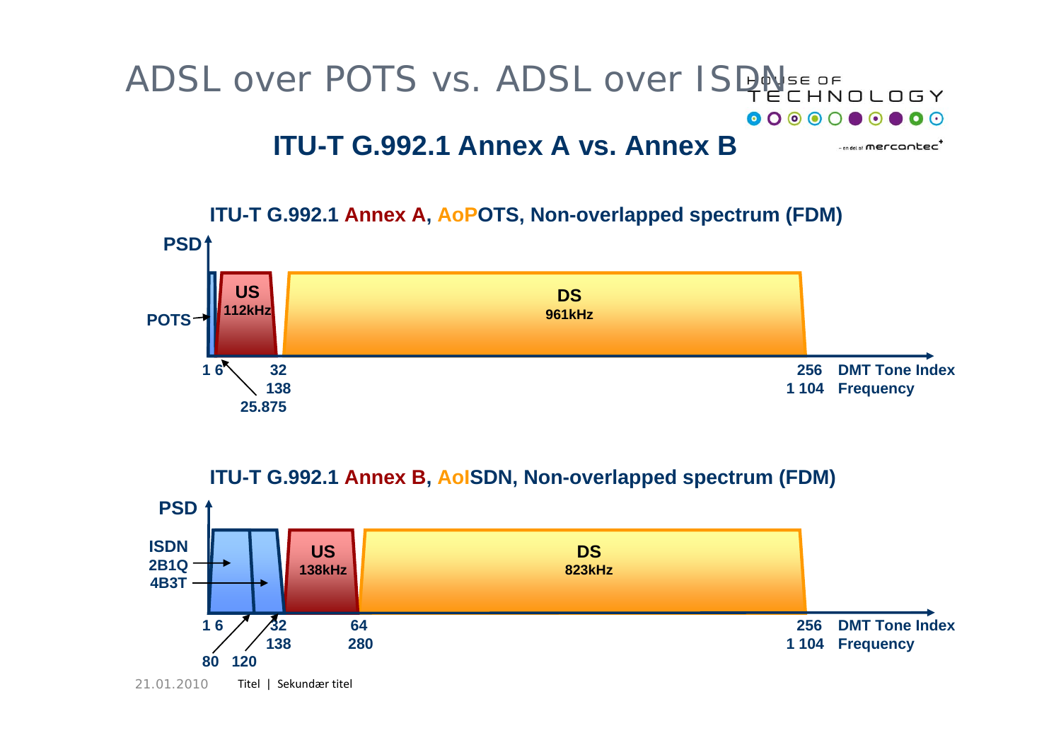# ADSL over POTS vs. ADSL over ISDN

## ITU-T G.992.1 Annex A vs. Annex B

**ITU-T G.992.1 Annex A, AoPOTS, Non-overlapped spectrum (FDM)**

PSD

POTS

US 112kHz

DS 961kHz

1 6 — 32 — 256 DMT Tone Index

25.875 — 138 — 1 104 Frequency

**ITU-T G.992.1 Annex B, AoISDN, Non-overlapped spectrum (FDM)**

PSD

ISDN 2B1Q 4B3T

US 138kHz

DS 823kHz

1 6 — 32 — 64 — 256 DMT Tone Index

80 120 — 138 — 280 — 1 104 Frequency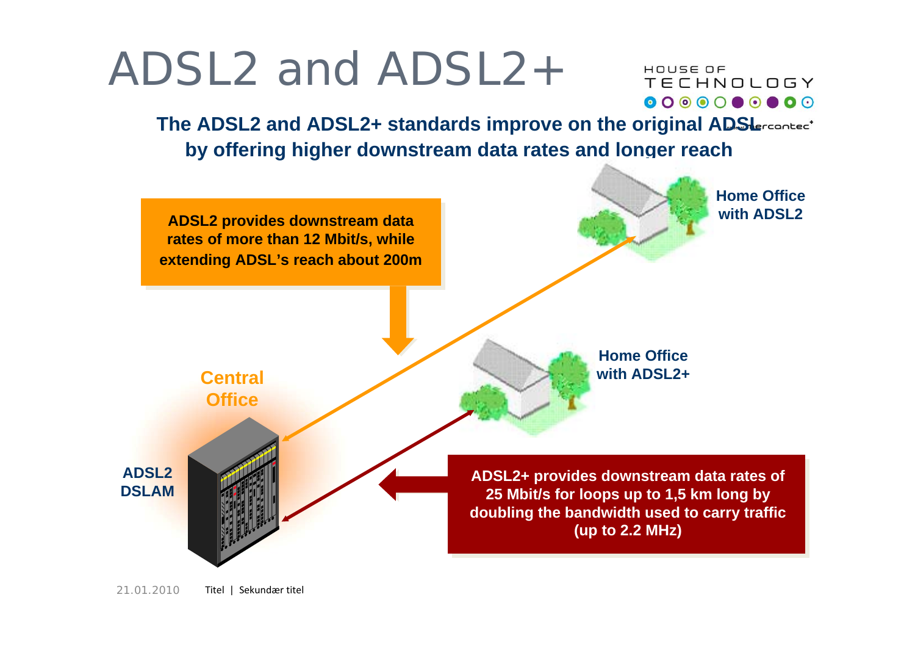# ADSL2 and ADSL2+

**The ADSL2 and ADSL2+ standards improve on the original ADSL by offering higher downstream data rates and longer reach**

**ADSL2 provides downstream data rates of more than 12 Mbit/s, while extending ADSL's reach about 200m**

**Home Office with ADSL2**

**Home Office with ADSL2+**

**Central Office**

**ADSL2 DSLAM**

**ADSL2+ provides downstream data rates of 25 Mbit/s for loops up to 1,5 km long by doubling the bandwidth used to carry traffic (up to 2.2 MHz)**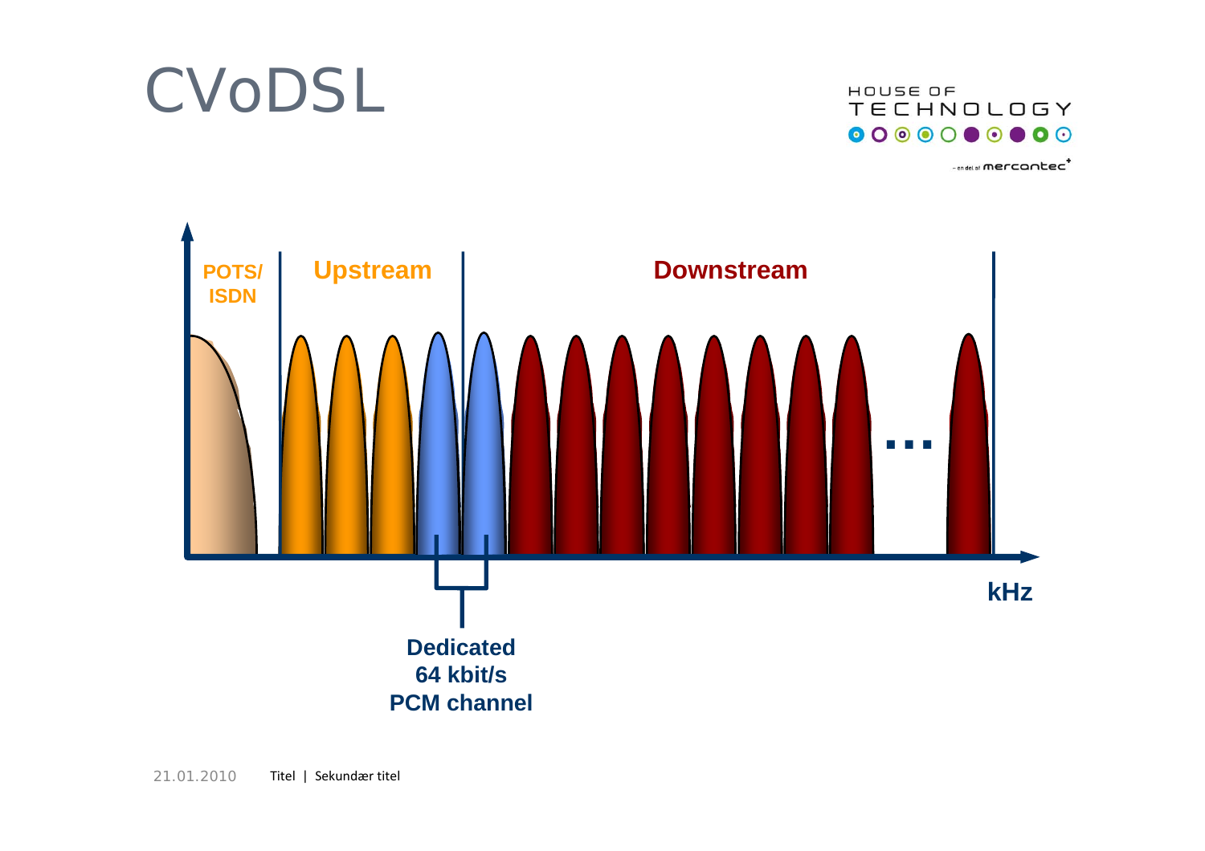# CVoDSL

POTS/ ISDN

Upstream

Downstream

...

kHz

Dedicated 64 kbit/s PCM channel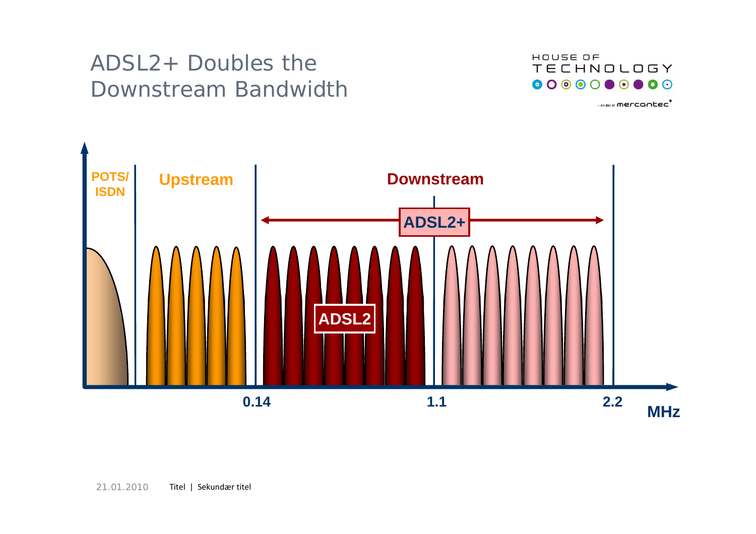# ADSL2+ Doubles the Downstream Bandwidth

POTS/ ISDN

Upstream

Downstream

ADSL2+

ADSL2

0.14

1.1

2.2

MHz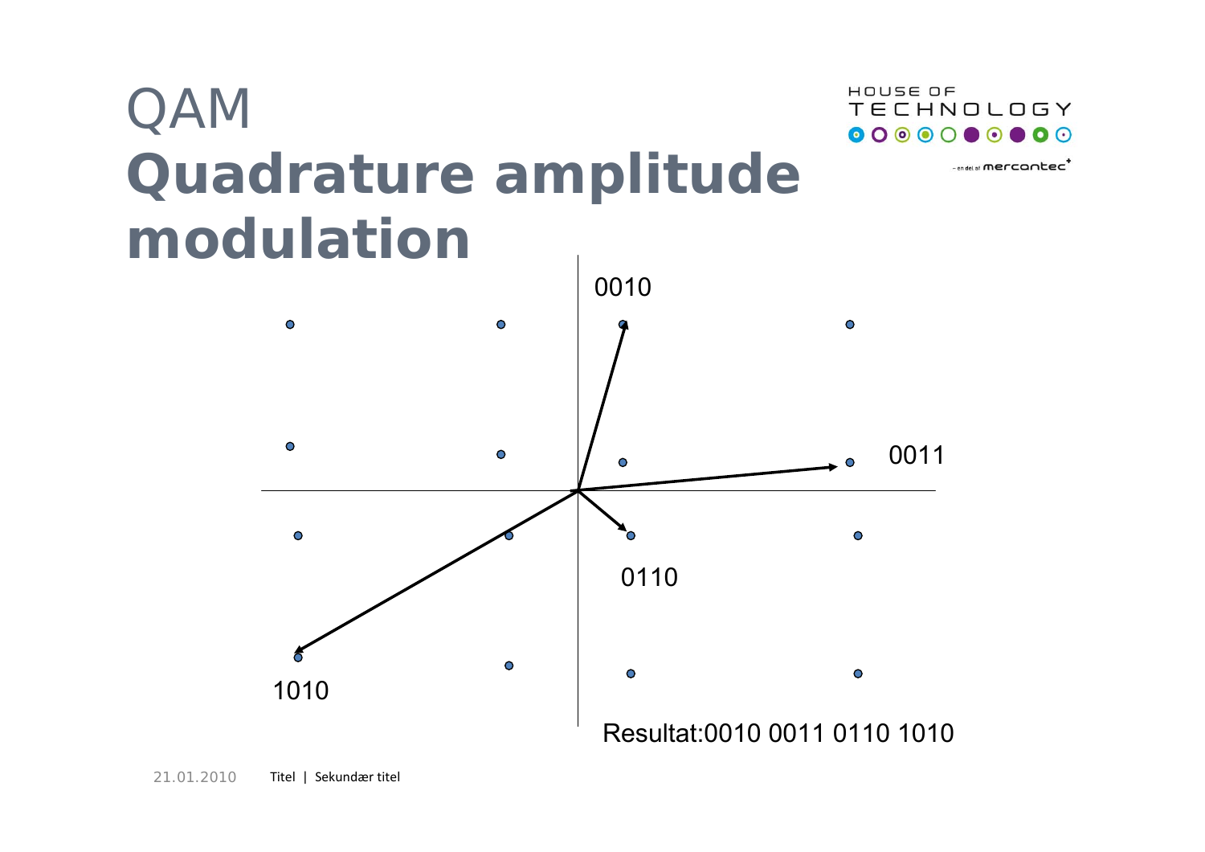# QAM
# Quadrature amplitude modulation

0010

0011

0110

1010

Resultat:0010 0011 0110 1010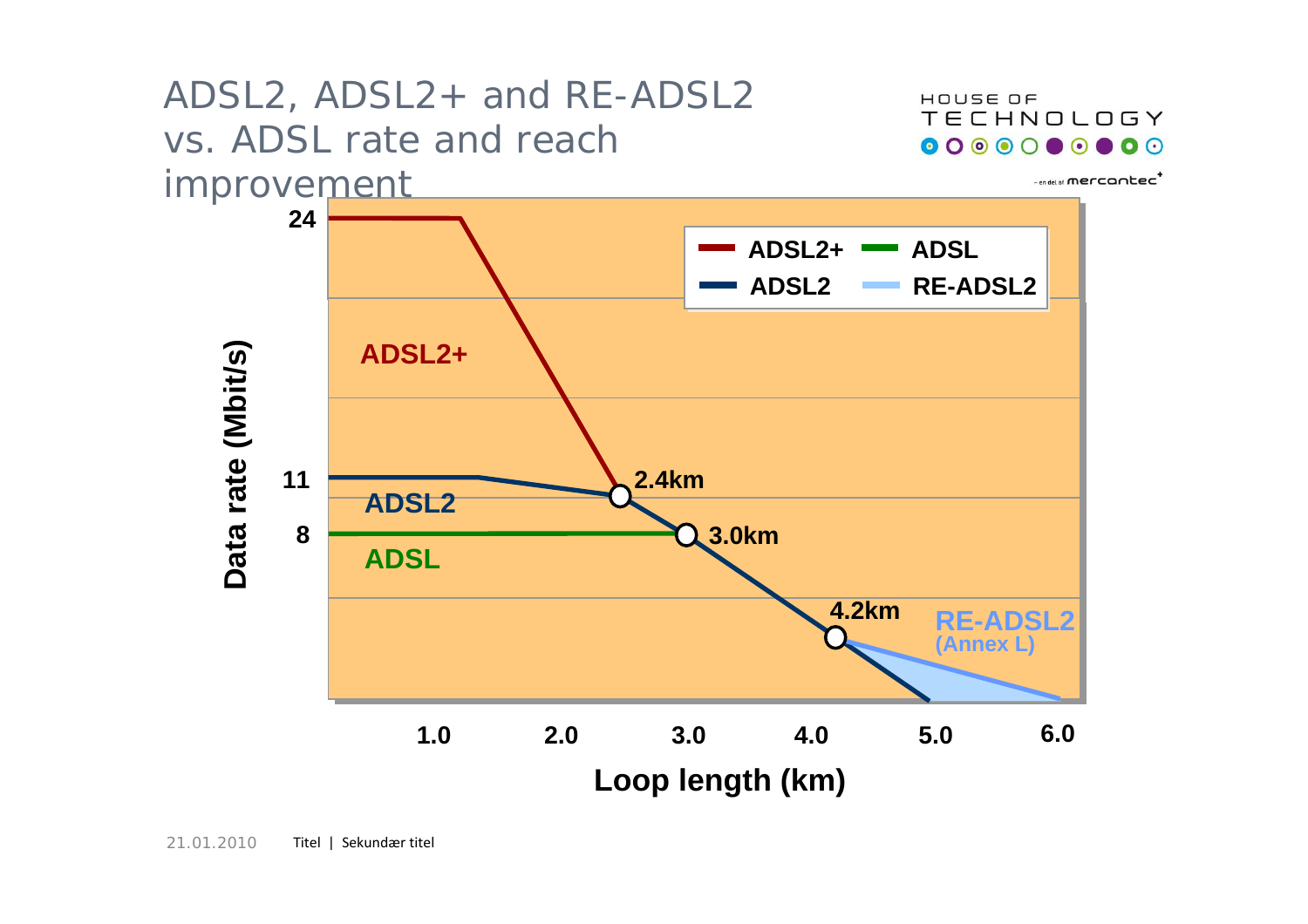# ADSL2, ADSL2+ and RE-ADSL2 vs. ADSL rate and reach improvement

HOUSE OF TECHNOLOGY

– en del af mercantec

Data rate (Mbit/s)

24

11

8

ADSL2+

ADSL2

ADSL

ADSL2+ ADSL

ADSL2 RE-ADSL2

2.4km

3.0km

4.2km

RE-ADSL2 (Annex L)

1.0 2.0 3.0 4.0 5.0 6.0

Loop length (km)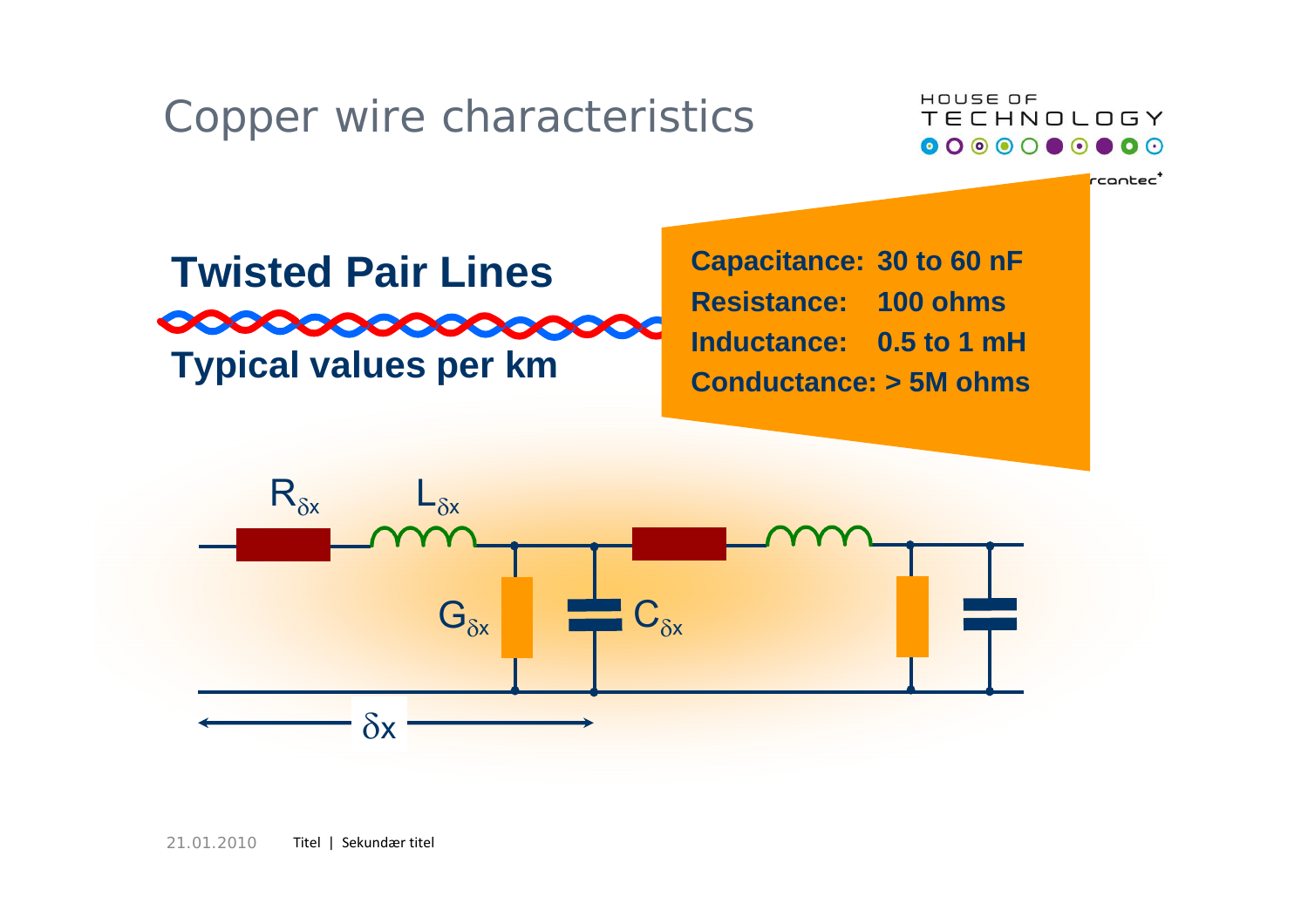# Copper wire characteristics

## Twisted Pair Lines

**Typical values per km**

**Capacitance: 30 to 60 nF**
**Resistance: 100 ohms**
**Inductance: 0.5 to 1 mH**
**Conductance: > 5M ohms**

$R_{\delta x}$ $L_{\delta x}$ $G_{\delta x}$ $C_{\delta x}$

$\delta x$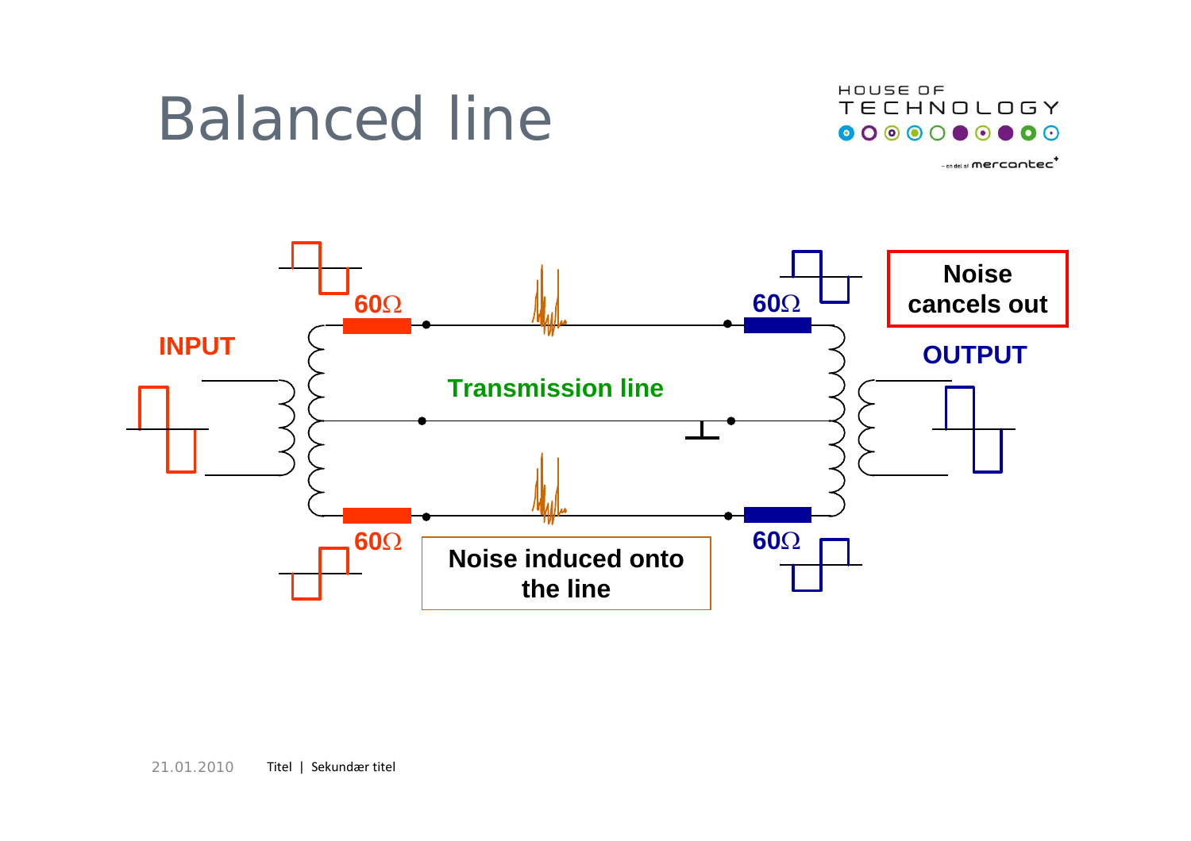# Balanced line

INPUT

60Ω

60Ω

Transmission line

60Ω

60Ω

Noise cancels out

OUTPUT

Noise induced onto the line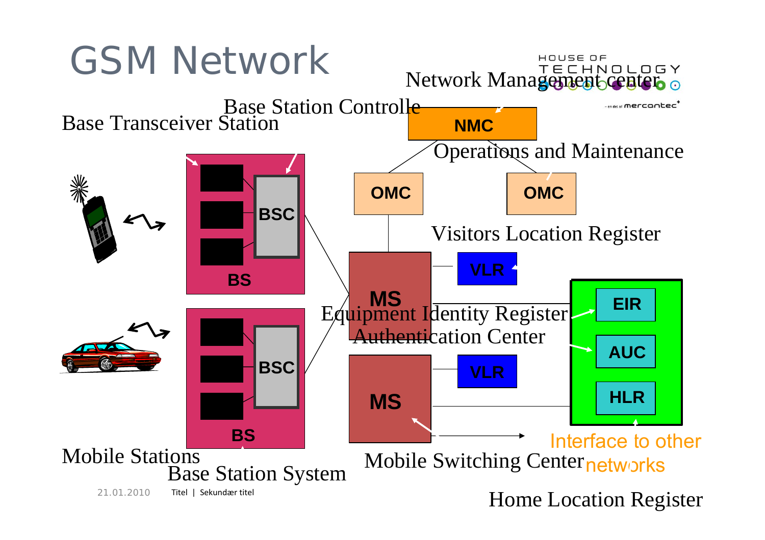# GSM Network

Network Management center

Base Station Controlle

Base Transceiver Station

NMC

Operations and Maintenance

OMC

OMC

BSC

BS

Visitors Location Register

VLR

MS

EIR

Equipment Identity Register

Authentication Center

AUC

BSC

VLR

HLR

MS

BS

Interface to other networks

Mobile Stations

Mobile Switching Center

Base Station System

Home Location Register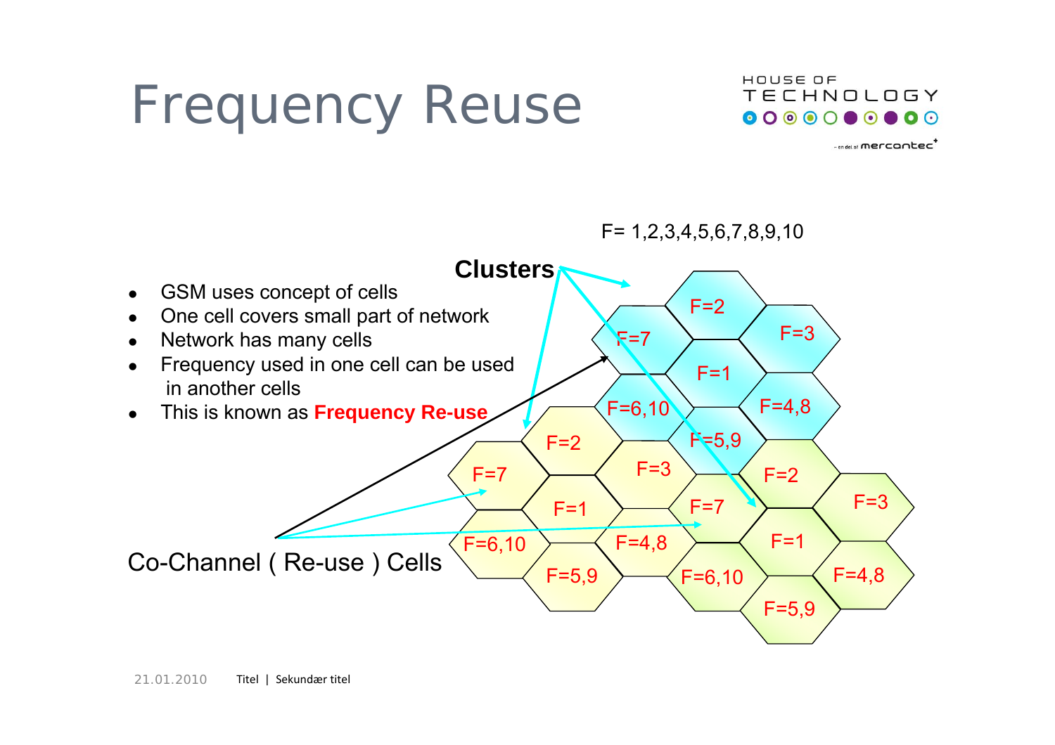# Frequency Reuse

- GSM uses concept of cells
- One cell covers small part of network
- Network has many cells
- Frequency used in one cell can be used in another cells
- This is known as **Frequency Re-use**

F= 1,2,3,4,5,6,7,8,9,10

**Clusters**

Co-Channel ( Re-use ) Cells

F=2, F=7, F=3, F=1, F=6,10, F=4,8, F=5,9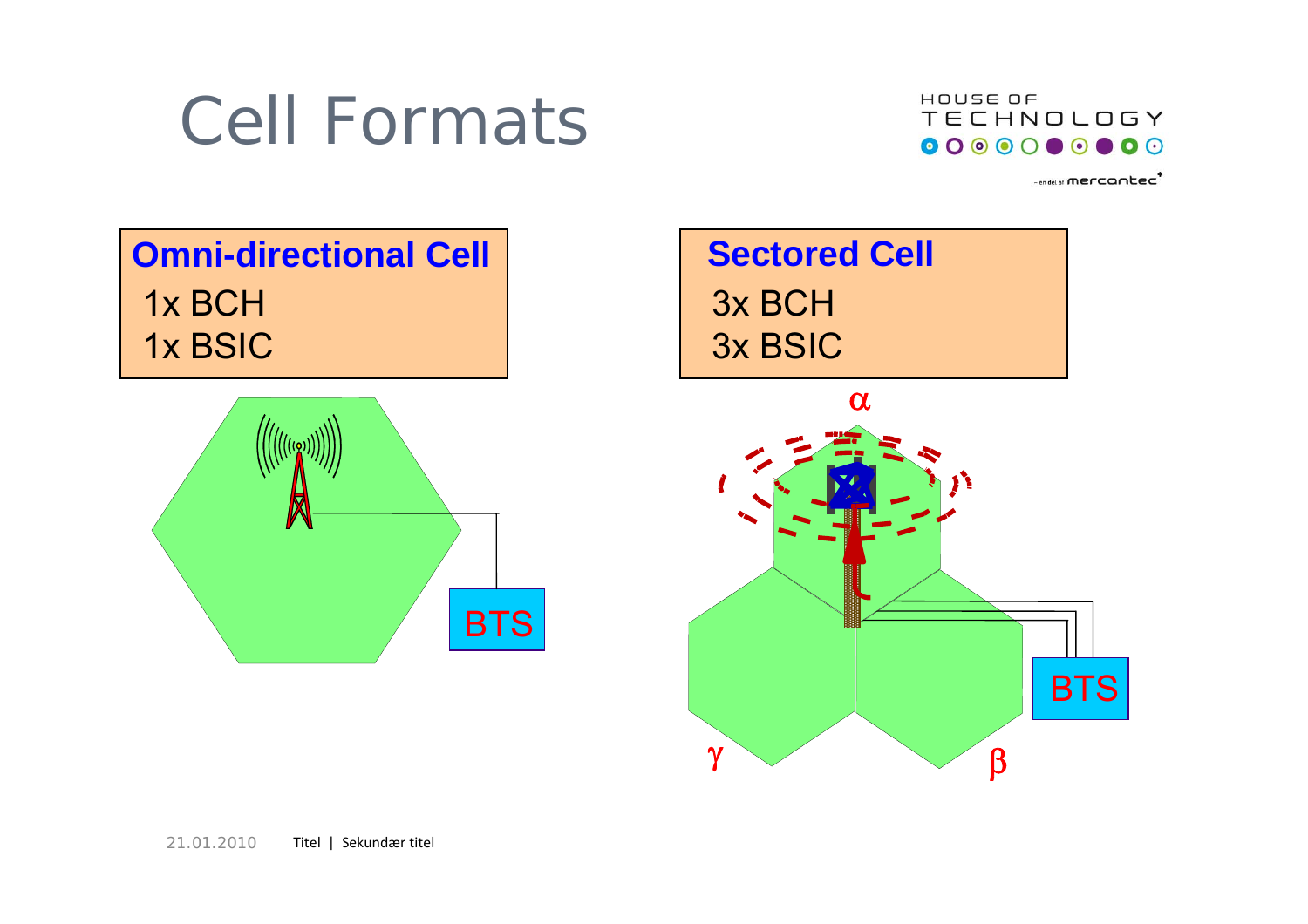# Cell Formats

**Omni-directional Cell**

1x BCH

1x BSIC

BTS

**Sectored Cell**

3x BCH

3x BSIC

$\alpha$

$\gamma$

$\beta$

BTS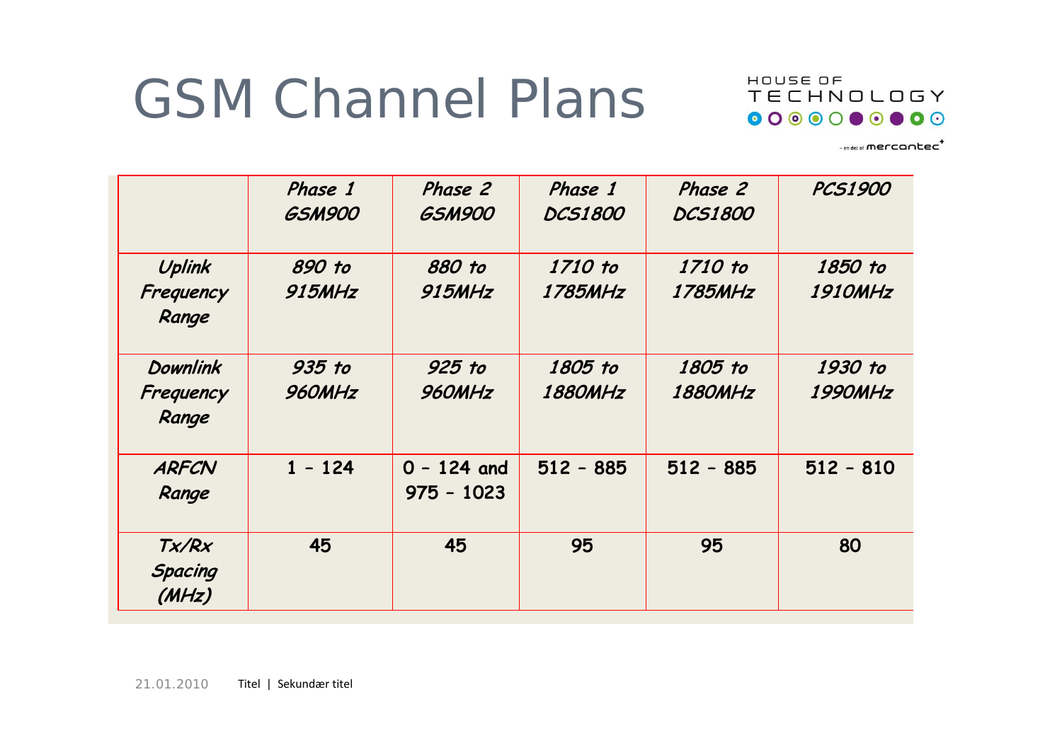# GSM Channel Plans

| | *Phase 1 GSM900* | *Phase 2 GSM900* | *Phase 1 DCS1800* | *Phase 2 DCS1800* | *PCS1900* |
|---|---|---|---|---|---|
| *Uplink Frequency Range* | *890 to 915MHz* | *880 to 915MHz* | *1710 to 1785MHz* | *1710 to 1785MHz* | *1850 to 1910MHz* |
| *Downlink Frequency Range* | *935 to 960MHz* | *925 to 960MHz* | *1805 to 1880MHz* | *1805 to 1880MHz* | *1930 to 1990MHz* |
| *ARFCN Range* | 1 - 124 | 0 - 124 and 975 - 1023 | 512 - 885 | 512 - 885 | 512 - 810 |
| *Tx/Rx Spacing (MHz)* | 45 | 45 | 95 | 95 | 80 |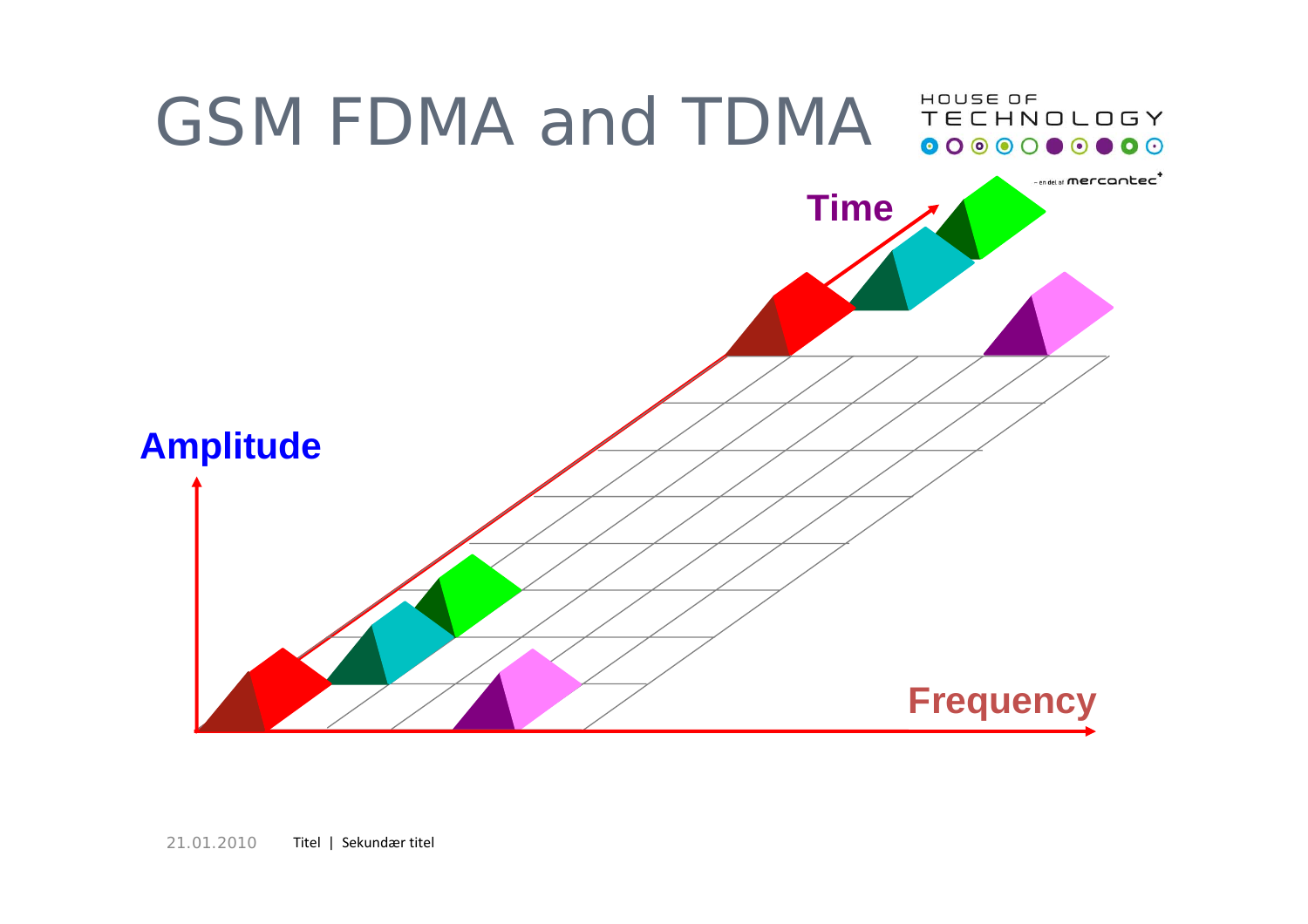# GSM FDMA and TDMA

Time

Amplitude

Frequency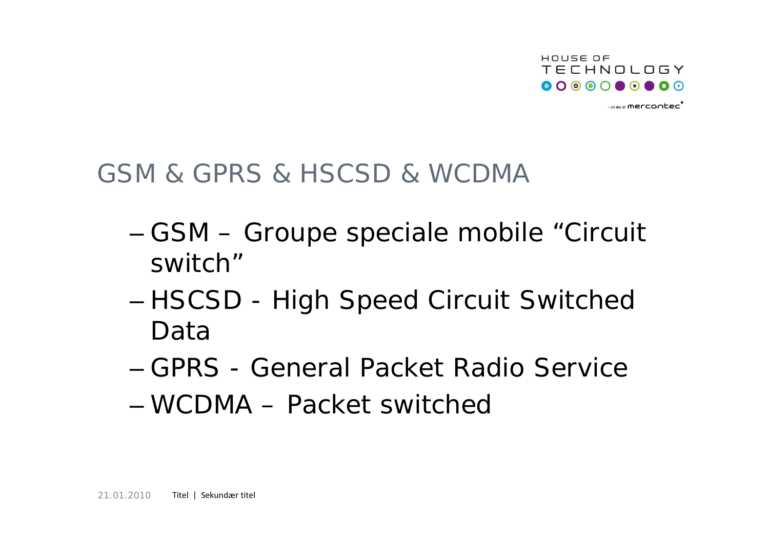# GSM & GPRS & HSCSD & WCDMA

- GSM – Groupe speciale mobile “Circuit switch”
- HSCSD - High Speed Circuit Switched Data
- GPRS - General Packet Radio Service
- WCDMA – Packet switched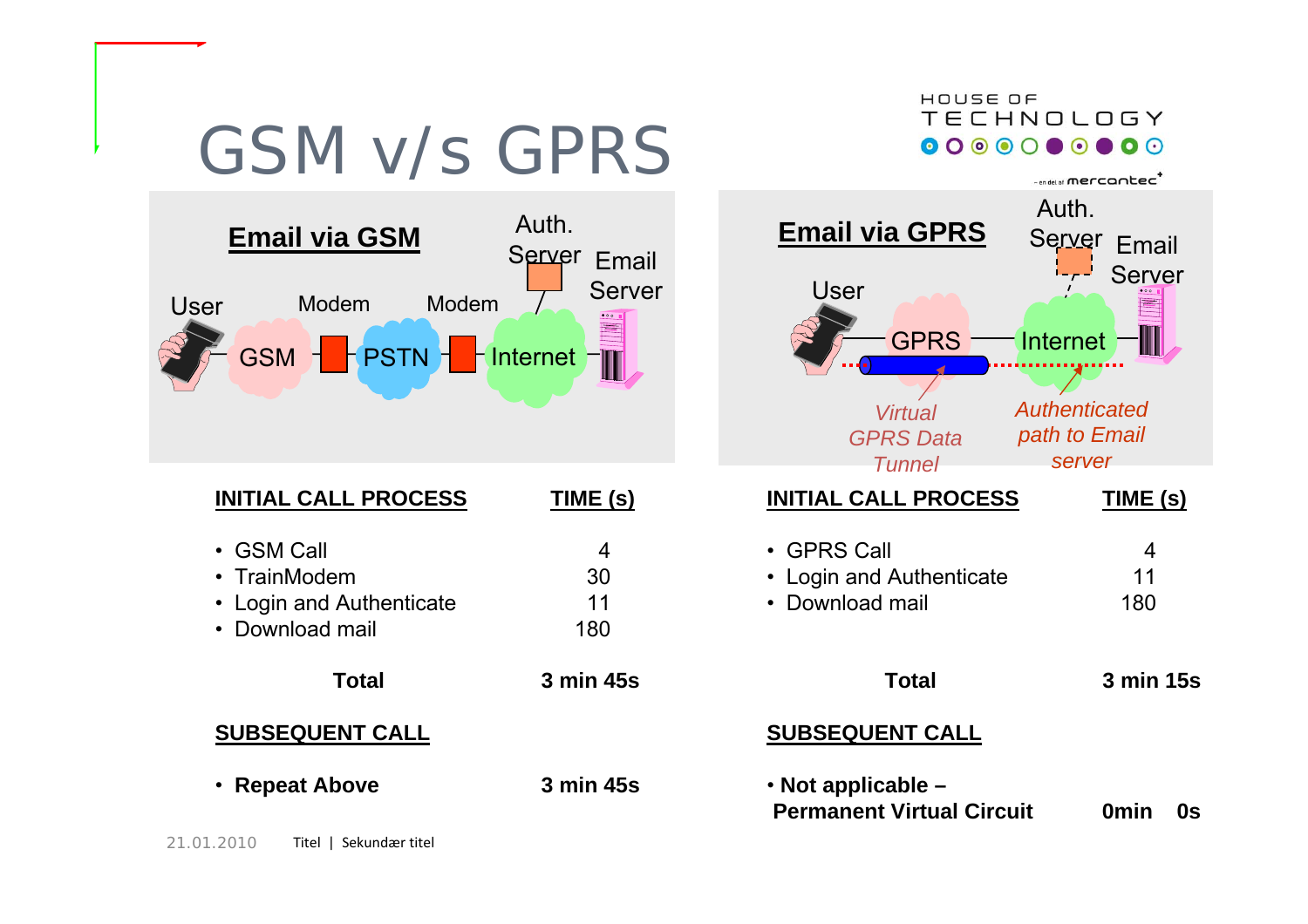# GSM v/s GPRS

## Email via GSM

User, Modem, Modem, Auth. Server, Email Server

GSM, PSTN, Internet

| INITIAL CALL PROCESS | TIME (s) |
|---|---|
| • GSM Call | 4 |
| • TrainModem | 30 |
| • Login and Authenticate | 11 |
| • Download mail | 180 |
| **Total** | **3 min 45s** |

**SUBSEQUENT CALL**

| | |
|---|---|
| • **Repeat Above** | **3 min 45s** |

## Email via GPRS

User, Auth. Server, Email Server

GPRS, Internet

*Virtual GPRS Data Tunnel*

*Authenticated path to Email server*

| INITIAL CALL PROCESS | TIME (s) |
|---|---|
| • GPRS Call | 4 |
| • Login and Authenticate | 11 |
| • Download mail | 180 |
| **Total** | **3 min 15s** |

**SUBSEQUENT CALL**

| | |
|---|---|
| • **Not applicable – Permanent Virtual Circuit** | **0min 0s** |